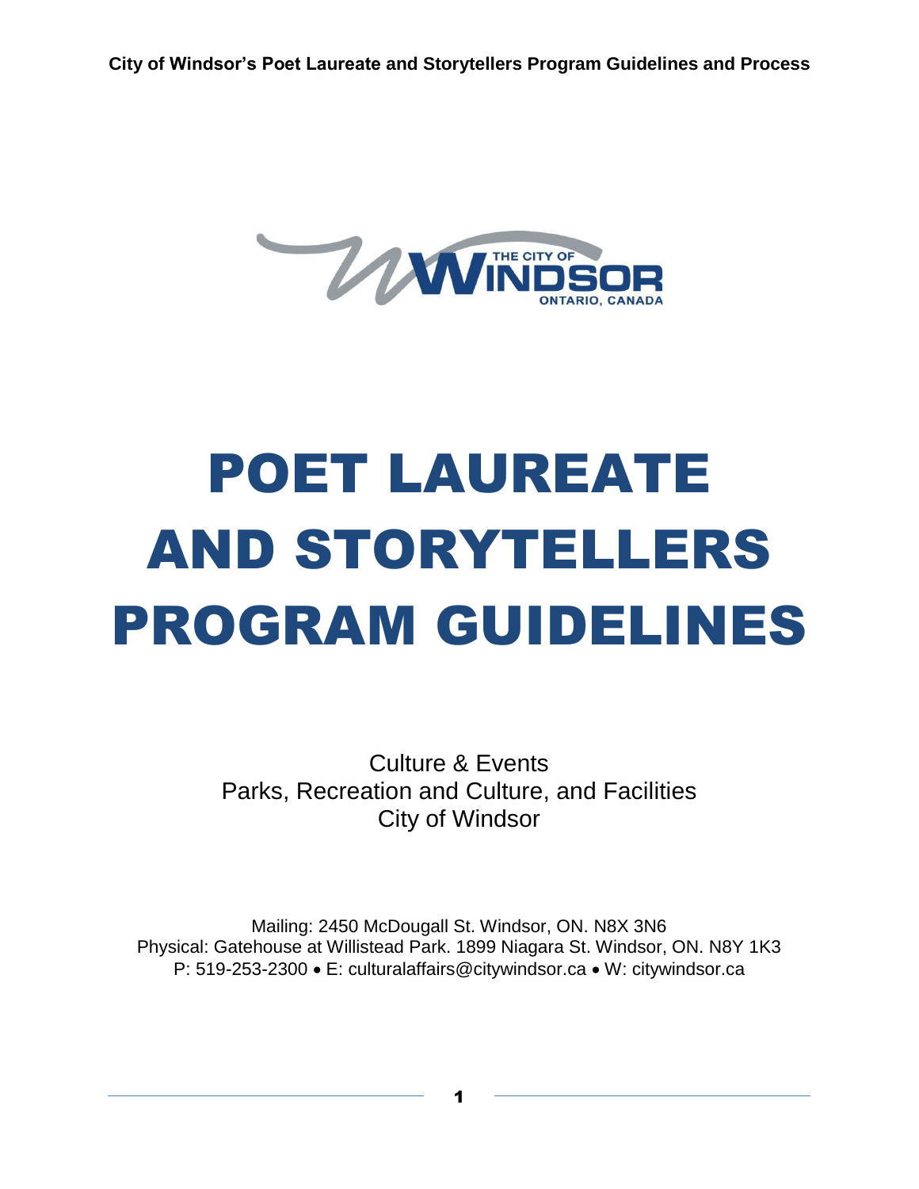# POET LAUREATE AND STORYTELLERS PROGRAM GUIDELINES

Culture & Events
Parks, Recreation and Culture, and Facilities
City of Windsor

Mailing: 2450 McDougall St. Windsor, ON. N8X 3N6
Physical: Gatehouse at Willistead Park. 1899 Niagara St. Windsor, ON. N8Y 1K3
P: 519-253-2300 • E: culturalaffairs@citywindsor.ca • W: citywindsor.ca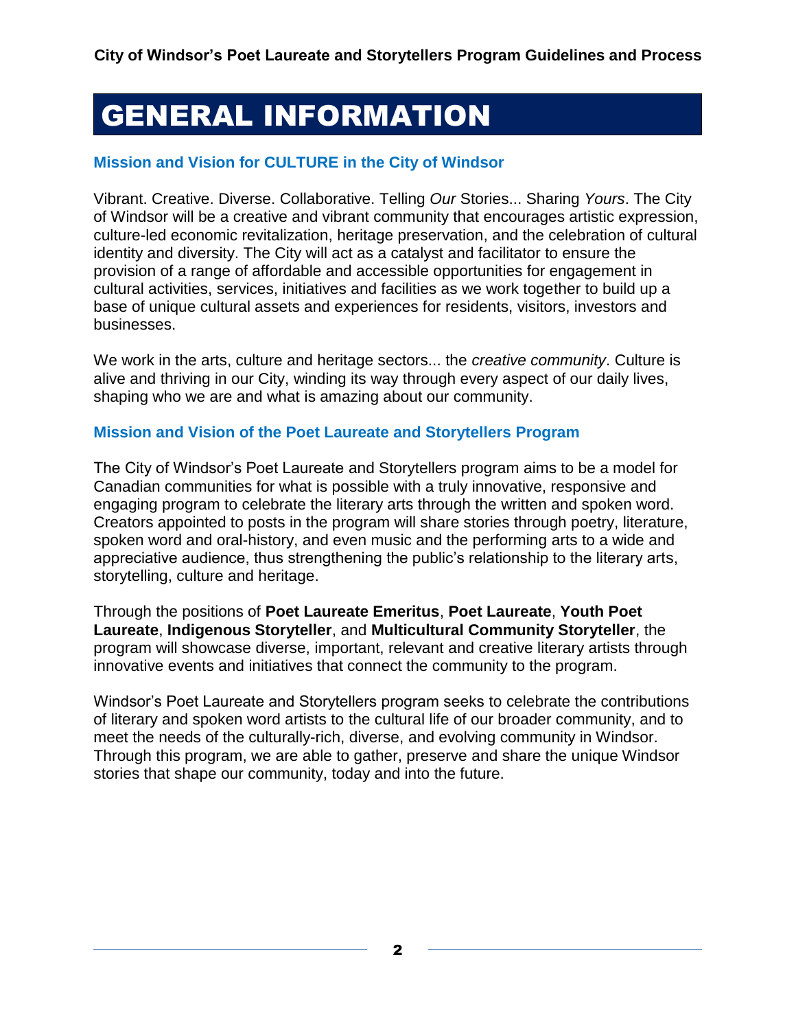# GENERAL INFORMATION

### Mission and Vision for CULTURE in the City of Windsor

Vibrant. Creative. Diverse. Collaborative. Telling *Our* Stories... Sharing *Yours*. The City of Windsor will be a creative and vibrant community that encourages artistic expression, culture-led economic revitalization, heritage preservation, and the celebration of cultural identity and diversity. The City will act as a catalyst and facilitator to ensure the provision of a range of affordable and accessible opportunities for engagement in cultural activities, services, initiatives and facilities as we work together to build up a base of unique cultural assets and experiences for residents, visitors, investors and businesses.

We work in the arts, culture and heritage sectors... the *creative community*. Culture is alive and thriving in our City, winding its way through every aspect of our daily lives, shaping who we are and what is amazing about our community.

### Mission and Vision of the Poet Laureate and Storytellers Program

The City of Windsor's Poet Laureate and Storytellers program aims to be a model for Canadian communities for what is possible with a truly innovative, responsive and engaging program to celebrate the literary arts through the written and spoken word. Creators appointed to posts in the program will share stories through poetry, literature, spoken word and oral-history, and even music and the performing arts to a wide and appreciative audience, thus strengthening the public's relationship to the literary arts, storytelling, culture and heritage.

Through the positions of **Poet Laureate Emeritus**, **Poet Laureate**, **Youth Poet Laureate**, **Indigenous Storyteller**, and **Multicultural Community Storyteller**, the program will showcase diverse, important, relevant and creative literary artists through innovative events and initiatives that connect the community to the program.

Windsor's Poet Laureate and Storytellers program seeks to celebrate the contributions of literary and spoken word artists to the cultural life of our broader community, and to meet the needs of the culturally-rich, diverse, and evolving community in Windsor. Through this program, we are able to gather, preserve and share the unique Windsor stories that shape our community, today and into the future.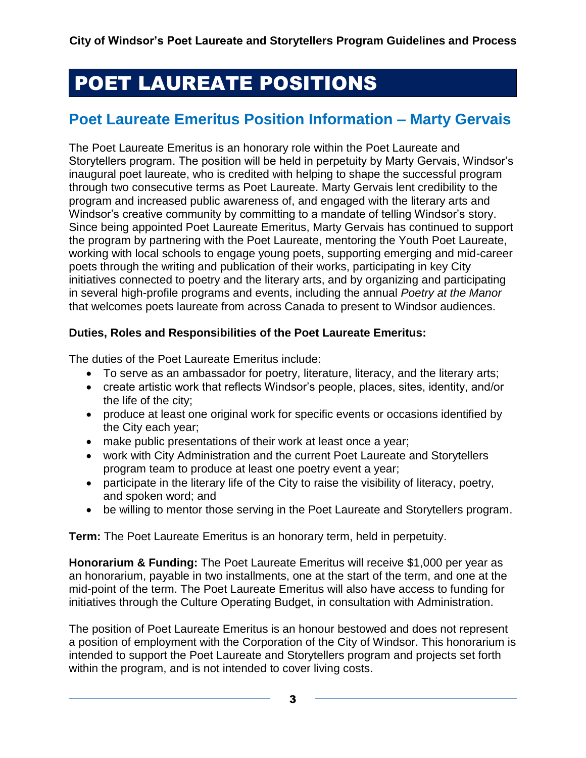# POET LAUREATE POSITIONS

## Poet Laureate Emeritus Position Information – Marty Gervais

The Poet Laureate Emeritus is an honorary role within the Poet Laureate and Storytellers program. The position will be held in perpetuity by Marty Gervais, Windsor's inaugural poet laureate, who is credited with helping to shape the successful program through two consecutive terms as Poet Laureate. Marty Gervais lent credibility to the program and increased public awareness of, and engaged with the literary arts and Windsor's creative community by committing to a mandate of telling Windsor's story. Since being appointed Poet Laureate Emeritus, Marty Gervais has continued to support the program by partnering with the Poet Laureate, mentoring the Youth Poet Laureate, working with local schools to engage young poets, supporting emerging and mid-career poets through the writing and publication of their works, participating in key City initiatives connected to poetry and the literary arts, and by organizing and participating in several high-profile programs and events, including the annual *Poetry at the Manor* that welcomes poets laureate from across Canada to present to Windsor audiences.

**Duties, Roles and Responsibilities of the Poet Laureate Emeritus:**

The duties of the Poet Laureate Emeritus include:

- To serve as an ambassador for poetry, literature, literacy, and the literary arts;
- create artistic work that reflects Windsor's people, places, sites, identity, and/or the life of the city;
- produce at least one original work for specific events or occasions identified by the City each year;
- make public presentations of their work at least once a year;
- work with City Administration and the current Poet Laureate and Storytellers program team to produce at least one poetry event a year;
- participate in the literary life of the City to raise the visibility of literacy, poetry, and spoken word; and
- be willing to mentor those serving in the Poet Laureate and Storytellers program.

**Term:** The Poet Laureate Emeritus is an honorary term, held in perpetuity.

**Honorarium & Funding:** The Poet Laureate Emeritus will receive $1,000 per year as an honorarium, payable in two installments, one at the start of the term, and one at the mid-point of the term. The Poet Laureate Emeritus will also have access to funding for initiatives through the Culture Operating Budget, in consultation with Administration.

The position of Poet Laureate Emeritus is an honour bestowed and does not represent a position of employment with the Corporation of the City of Windsor. This honorarium is intended to support the Poet Laureate and Storytellers program and projects set forth within the program, and is not intended to cover living costs.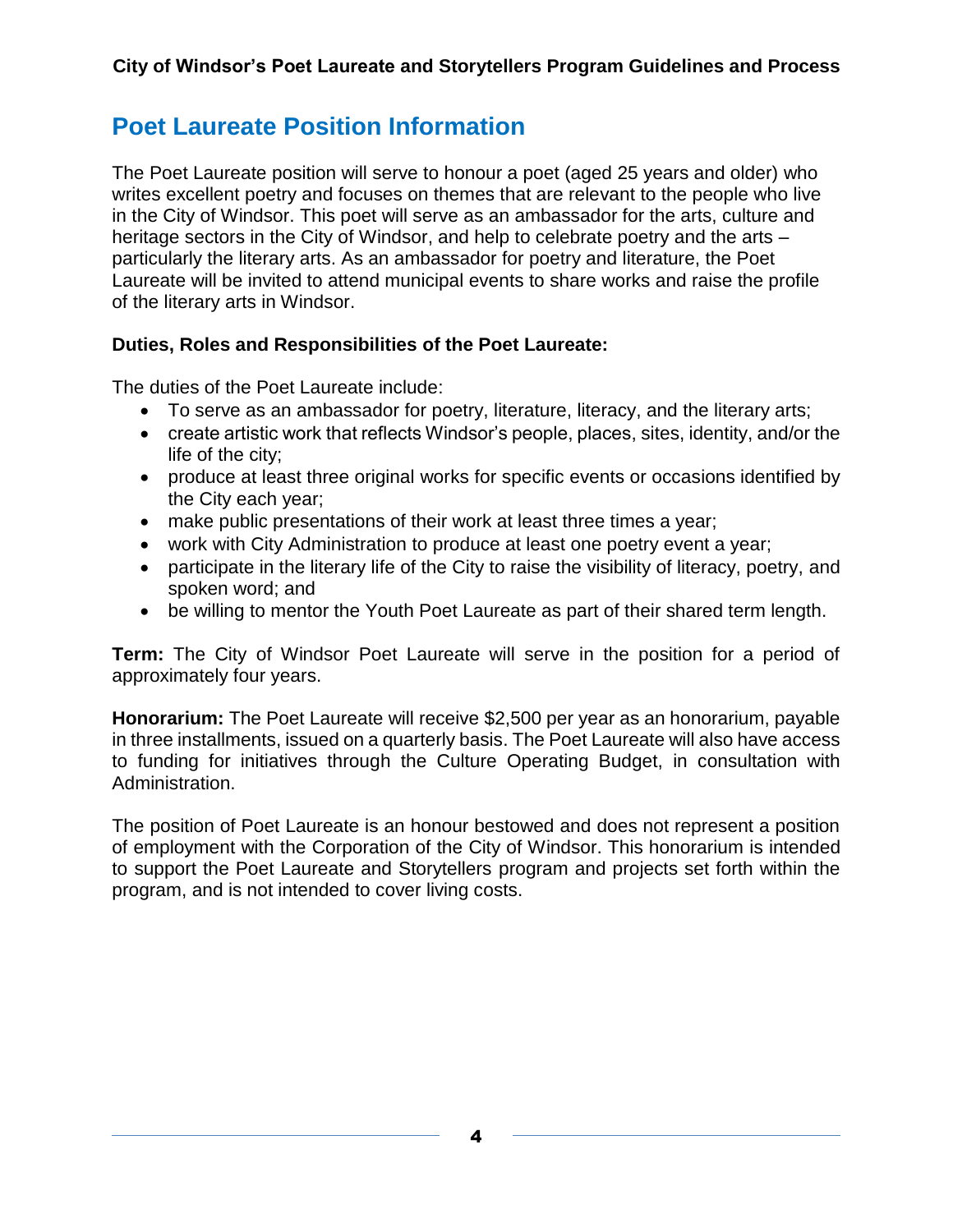## Poet Laureate Position Information

The Poet Laureate position will serve to honour a poet (aged 25 years and older) who writes excellent poetry and focuses on themes that are relevant to the people who live in the City of Windsor. This poet will serve as an ambassador for the arts, culture and heritage sectors in the City of Windsor, and help to celebrate poetry and the arts – particularly the literary arts. As an ambassador for poetry and literature, the Poet Laureate will be invited to attend municipal events to share works and raise the profile of the literary arts in Windsor.

**Duties, Roles and Responsibilities of the Poet Laureate:**

The duties of the Poet Laureate include:

- To serve as an ambassador for poetry, literature, literacy, and the literary arts;
- create artistic work that reflects Windsor's people, places, sites, identity, and/or the life of the city;
- produce at least three original works for specific events or occasions identified by the City each year;
- make public presentations of their work at least three times a year;
- work with City Administration to produce at least one poetry event a year;
- participate in the literary life of the City to raise the visibility of literacy, poetry, and spoken word; and
- be willing to mentor the Youth Poet Laureate as part of their shared term length.

**Term:** The City of Windsor Poet Laureate will serve in the position for a period of approximately four years.

**Honorarium:** The Poet Laureate will receive $2,500 per year as an honorarium, payable in three installments, issued on a quarterly basis. The Poet Laureate will also have access to funding for initiatives through the Culture Operating Budget, in consultation with Administration.

The position of Poet Laureate is an honour bestowed and does not represent a position of employment with the Corporation of the City of Windsor. This honorarium is intended to support the Poet Laureate and Storytellers program and projects set forth within the program, and is not intended to cover living costs.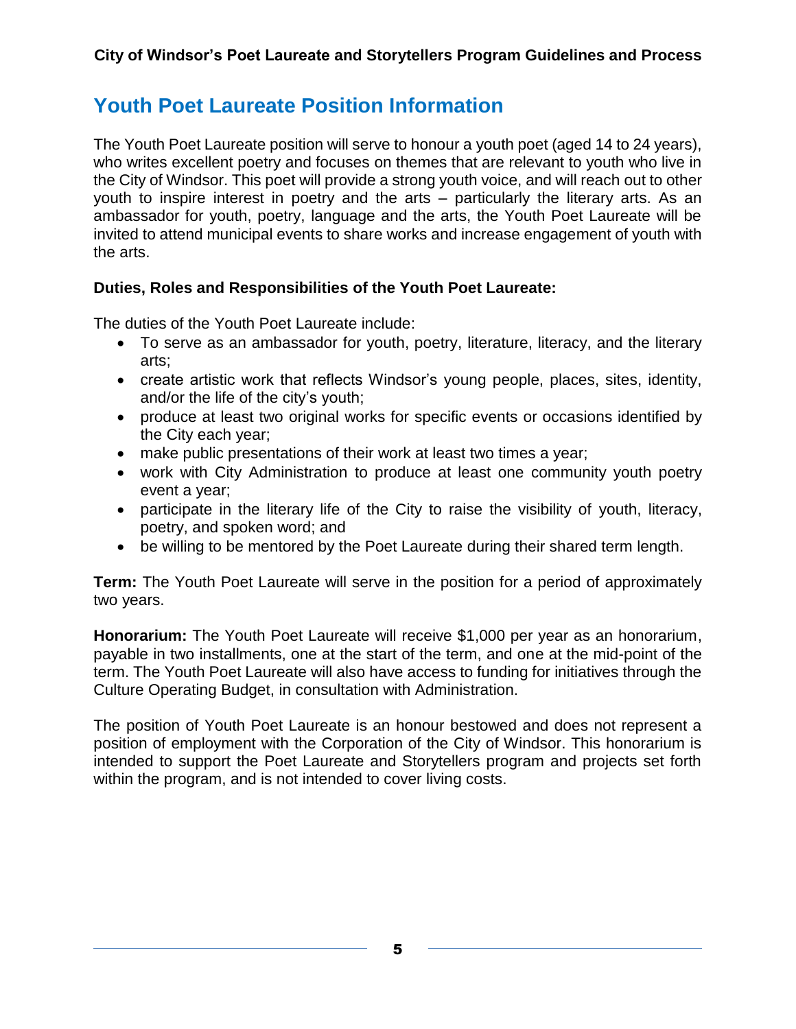## Youth Poet Laureate Position Information

The Youth Poet Laureate position will serve to honour a youth poet (aged 14 to 24 years), who writes excellent poetry and focuses on themes that are relevant to youth who live in the City of Windsor. This poet will provide a strong youth voice, and will reach out to other youth to inspire interest in poetry and the arts – particularly the literary arts. As an ambassador for youth, poetry, language and the arts, the Youth Poet Laureate will be invited to attend municipal events to share works and increase engagement of youth with the arts.

**Duties, Roles and Responsibilities of the Youth Poet Laureate:**

The duties of the Youth Poet Laureate include:

- To serve as an ambassador for youth, poetry, literature, literacy, and the literary arts;
- create artistic work that reflects Windsor's young people, places, sites, identity, and/or the life of the city's youth;
- produce at least two original works for specific events or occasions identified by the City each year;
- make public presentations of their work at least two times a year;
- work with City Administration to produce at least one community youth poetry event a year;
- participate in the literary life of the City to raise the visibility of youth, literacy, poetry, and spoken word; and
- be willing to be mentored by the Poet Laureate during their shared term length.

**Term:** The Youth Poet Laureate will serve in the position for a period of approximately two years.

**Honorarium:** The Youth Poet Laureate will receive $1,000 per year as an honorarium, payable in two installments, one at the start of the term, and one at the mid-point of the term. The Youth Poet Laureate will also have access to funding for initiatives through the Culture Operating Budget, in consultation with Administration.

The position of Youth Poet Laureate is an honour bestowed and does not represent a position of employment with the Corporation of the City of Windsor. This honorarium is intended to support the Poet Laureate and Storytellers program and projects set forth within the program, and is not intended to cover living costs.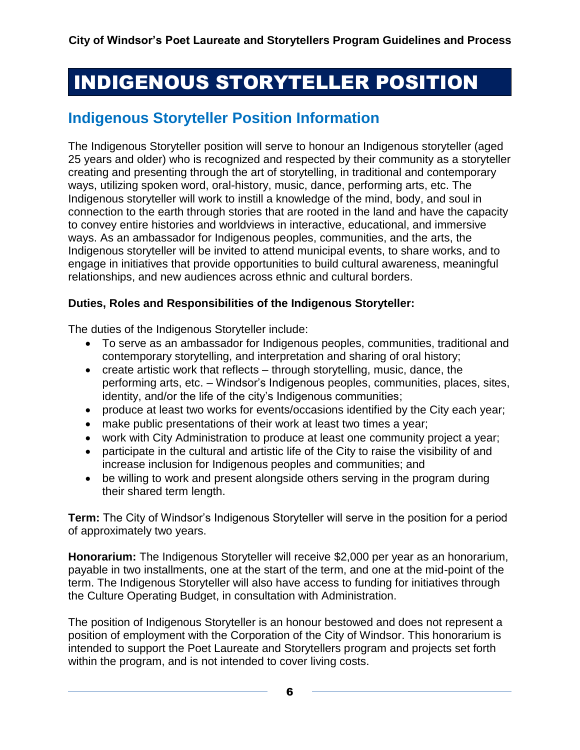# INDIGENOUS STORYTELLER POSITION

## Indigenous Storyteller Position Information

The Indigenous Storyteller position will serve to honour an Indigenous storyteller (aged 25 years and older) who is recognized and respected by their community as a storyteller creating and presenting through the art of storytelling, in traditional and contemporary ways, utilizing spoken word, oral-history, music, dance, performing arts, etc. The Indigenous storyteller will work to instill a knowledge of the mind, body, and soul in connection to the earth through stories that are rooted in the land and have the capacity to convey entire histories and worldviews in interactive, educational, and immersive ways. As an ambassador for Indigenous peoples, communities, and the arts, the Indigenous storyteller will be invited to attend municipal events, to share works, and to engage in initiatives that provide opportunities to build cultural awareness, meaningful relationships, and new audiences across ethnic and cultural borders.

**Duties, Roles and Responsibilities of the Indigenous Storyteller:**

The duties of the Indigenous Storyteller include:

- To serve as an ambassador for Indigenous peoples, communities, traditional and contemporary storytelling, and interpretation and sharing of oral history;
- create artistic work that reflects – through storytelling, music, dance, the performing arts, etc. – Windsor's Indigenous peoples, communities, places, sites, identity, and/or the life of the city's Indigenous communities;
- produce at least two works for events/occasions identified by the City each year;
- make public presentations of their work at least two times a year;
- work with City Administration to produce at least one community project a year;
- participate in the cultural and artistic life of the City to raise the visibility of and increase inclusion for Indigenous peoples and communities; and
- be willing to work and present alongside others serving in the program during their shared term length.

**Term:** The City of Windsor's Indigenous Storyteller will serve in the position for a period of approximately two years.

**Honorarium:** The Indigenous Storyteller will receive $2,000 per year as an honorarium, payable in two installments, one at the start of the term, and one at the mid-point of the term. The Indigenous Storyteller will also have access to funding for initiatives through the Culture Operating Budget, in consultation with Administration.

The position of Indigenous Storyteller is an honour bestowed and does not represent a position of employment with the Corporation of the City of Windsor. This honorarium is intended to support the Poet Laureate and Storytellers program and projects set forth within the program, and is not intended to cover living costs.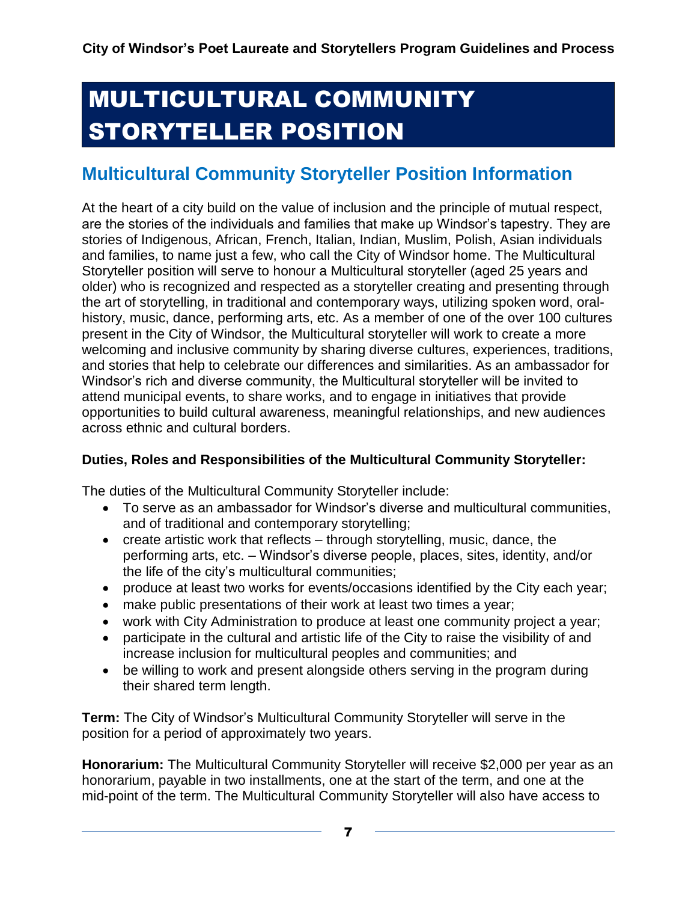# MULTICULTURAL COMMUNITY STORYTELLER POSITION

## Multicultural Community Storyteller Position Information

At the heart of a city build on the value of inclusion and the principle of mutual respect, are the stories of the individuals and families that make up Windsor's tapestry. They are stories of Indigenous, African, French, Italian, Indian, Muslim, Polish, Asian individuals and families, to name just a few, who call the City of Windsor home. The Multicultural Storyteller position will serve to honour a Multicultural storyteller (aged 25 years and older) who is recognized and respected as a storyteller creating and presenting through the art of storytelling, in traditional and contemporary ways, utilizing spoken word, oral-history, music, dance, performing arts, etc. As a member of one of the over 100 cultures present in the City of Windsor, the Multicultural storyteller will work to create a more welcoming and inclusive community by sharing diverse cultures, experiences, traditions, and stories that help to celebrate our differences and similarities. As an ambassador for Windsor's rich and diverse community, the Multicultural storyteller will be invited to attend municipal events, to share works, and to engage in initiatives that provide opportunities to build cultural awareness, meaningful relationships, and new audiences across ethnic and cultural borders.

**Duties, Roles and Responsibilities of the Multicultural Community Storyteller:**

The duties of the Multicultural Community Storyteller include:

- To serve as an ambassador for Windsor's diverse and multicultural communities, and of traditional and contemporary storytelling;
- create artistic work that reflects – through storytelling, music, dance, the performing arts, etc. – Windsor's diverse people, places, sites, identity, and/or the life of the city's multicultural communities;
- produce at least two works for events/occasions identified by the City each year;
- make public presentations of their work at least two times a year;
- work with City Administration to produce at least one community project a year;
- participate in the cultural and artistic life of the City to raise the visibility of and increase inclusion for multicultural peoples and communities; and
- be willing to work and present alongside others serving in the program during their shared term length.

**Term:** The City of Windsor's Multicultural Community Storyteller will serve in the position for a period of approximately two years.

**Honorarium:** The Multicultural Community Storyteller will receive $2,000 per year as an honorarium, payable in two installments, one at the start of the term, and one at the mid-point of the term. The Multicultural Community Storyteller will also have access to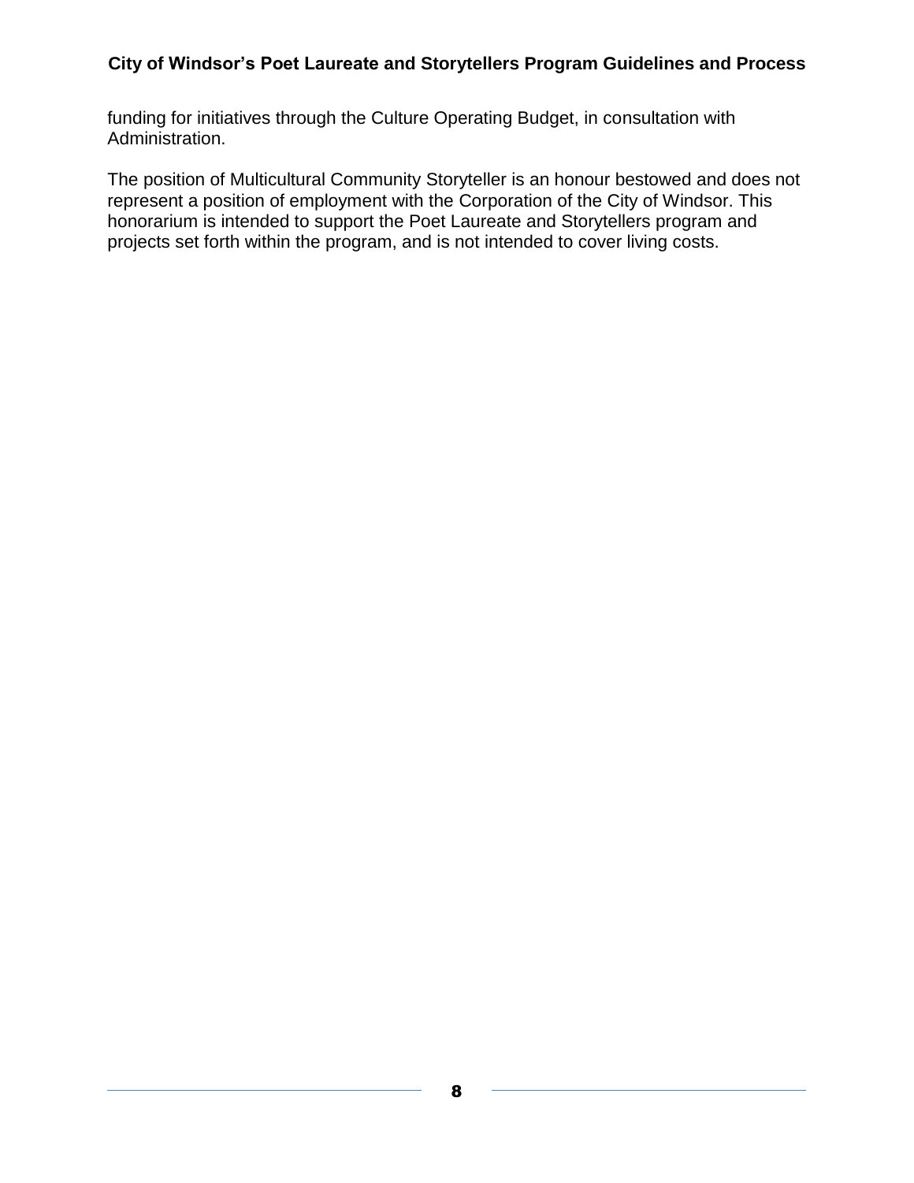funding for initiatives through the Culture Operating Budget, in consultation with Administration.

The position of Multicultural Community Storyteller is an honour bestowed and does not represent a position of employment with the Corporation of the City of Windsor. This honorarium is intended to support the Poet Laureate and Storytellers program and projects set forth within the program, and is not intended to cover living costs.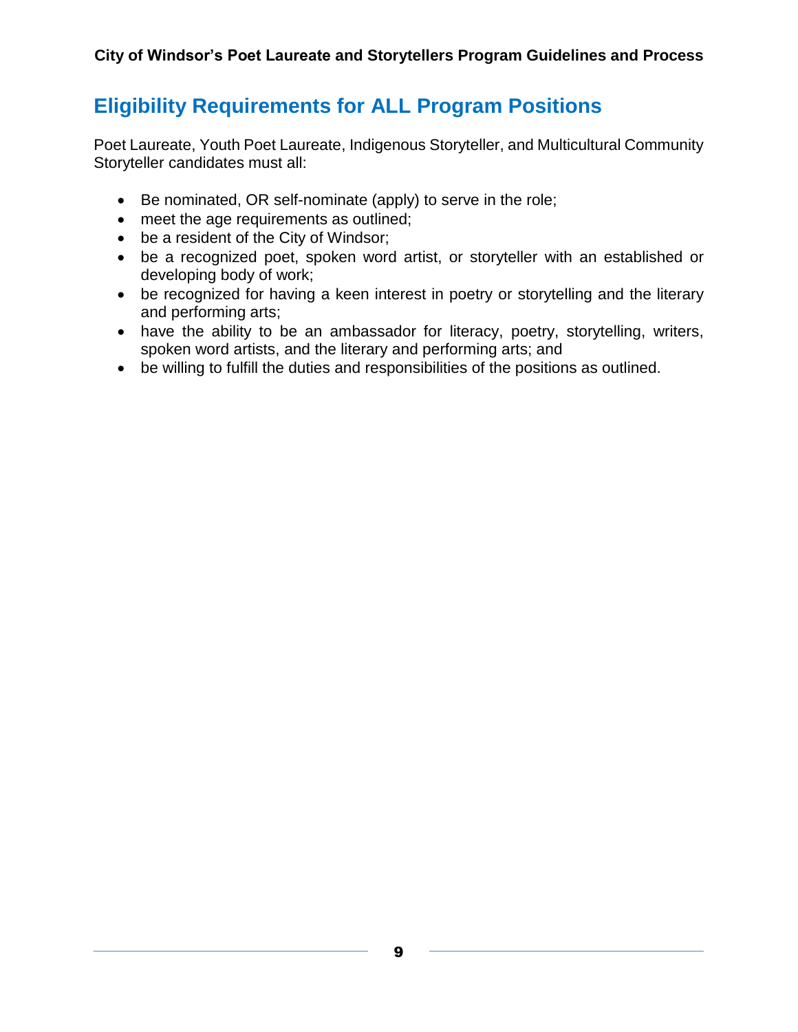## Eligibility Requirements for ALL Program Positions

Poet Laureate, Youth Poet Laureate, Indigenous Storyteller, and Multicultural Community Storyteller candidates must all:

- Be nominated, OR self-nominate (apply) to serve in the role;
- meet the age requirements as outlined;
- be a resident of the City of Windsor;
- be a recognized poet, spoken word artist, or storyteller with an established or developing body of work;
- be recognized for having a keen interest in poetry or storytelling and the literary and performing arts;
- have the ability to be an ambassador for literacy, poetry, storytelling, writers, spoken word artists, and the literary and performing arts; and
- be willing to fulfill the duties and responsibilities of the positions as outlined.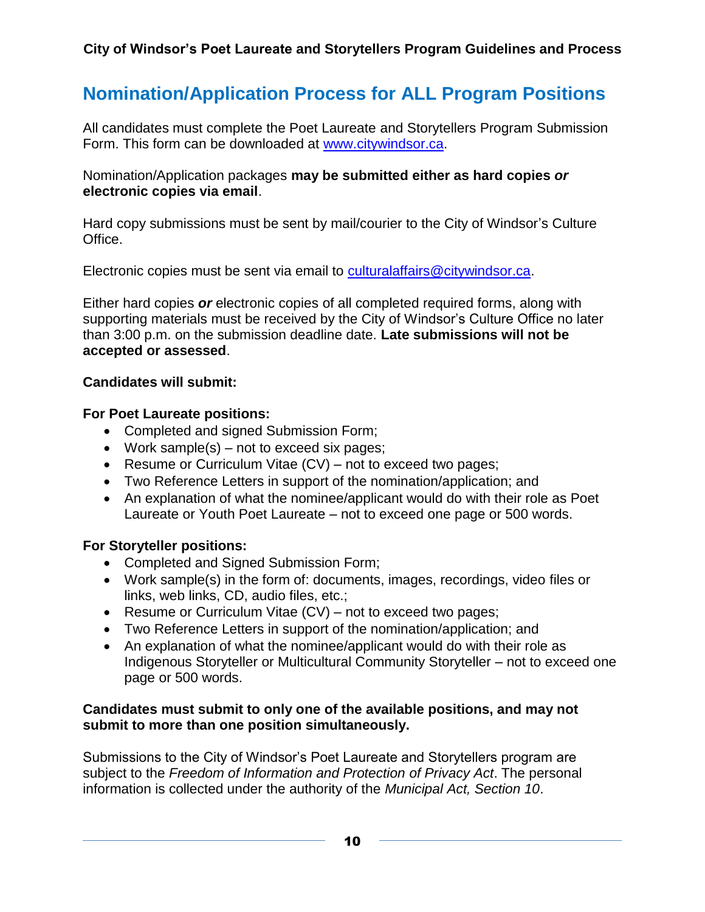## Nomination/Application Process for ALL Program Positions

All candidates must complete the Poet Laureate and Storytellers Program Submission Form. This form can be downloaded at [www.citywindsor.ca](http://www.citywindsor.ca).

Nomination/Application packages **may be submitted either as hard copies *or* electronic copies via email**.

Hard copy submissions must be sent by mail/courier to the City of Windsor's Culture Office.

Electronic copies must be sent via email to [culturalaffairs@citywindsor.ca](mailto:culturalaffairs@citywindsor.ca).

Either hard copies ***or*** electronic copies of all completed required forms, along with supporting materials must be received by the City of Windsor's Culture Office no later than 3:00 p.m. on the submission deadline date. **Late submissions will not be accepted or assessed**.

**Candidates will submit:**

**For Poet Laureate positions:**

- Completed and signed Submission Form;
- Work sample(s) – not to exceed six pages;
- Resume or Curriculum Vitae (CV) – not to exceed two pages;
- Two Reference Letters in support of the nomination/application; and
- An explanation of what the nominee/applicant would do with their role as Poet Laureate or Youth Poet Laureate – not to exceed one page or 500 words.

**For Storyteller positions:**

- Completed and Signed Submission Form;
- Work sample(s) in the form of: documents, images, recordings, video files or links, web links, CD, audio files, etc.;
- Resume or Curriculum Vitae (CV) – not to exceed two pages;
- Two Reference Letters in support of the nomination/application; and
- An explanation of what the nominee/applicant would do with their role as Indigenous Storyteller or Multicultural Community Storyteller – not to exceed one page or 500 words.

**Candidates must submit to only one of the available positions, and may not submit to more than one position simultaneously.**

Submissions to the City of Windsor's Poet Laureate and Storytellers program are subject to the *Freedom of Information and Protection of Privacy Act*. The personal information is collected under the authority of the *Municipal Act, Section 10*.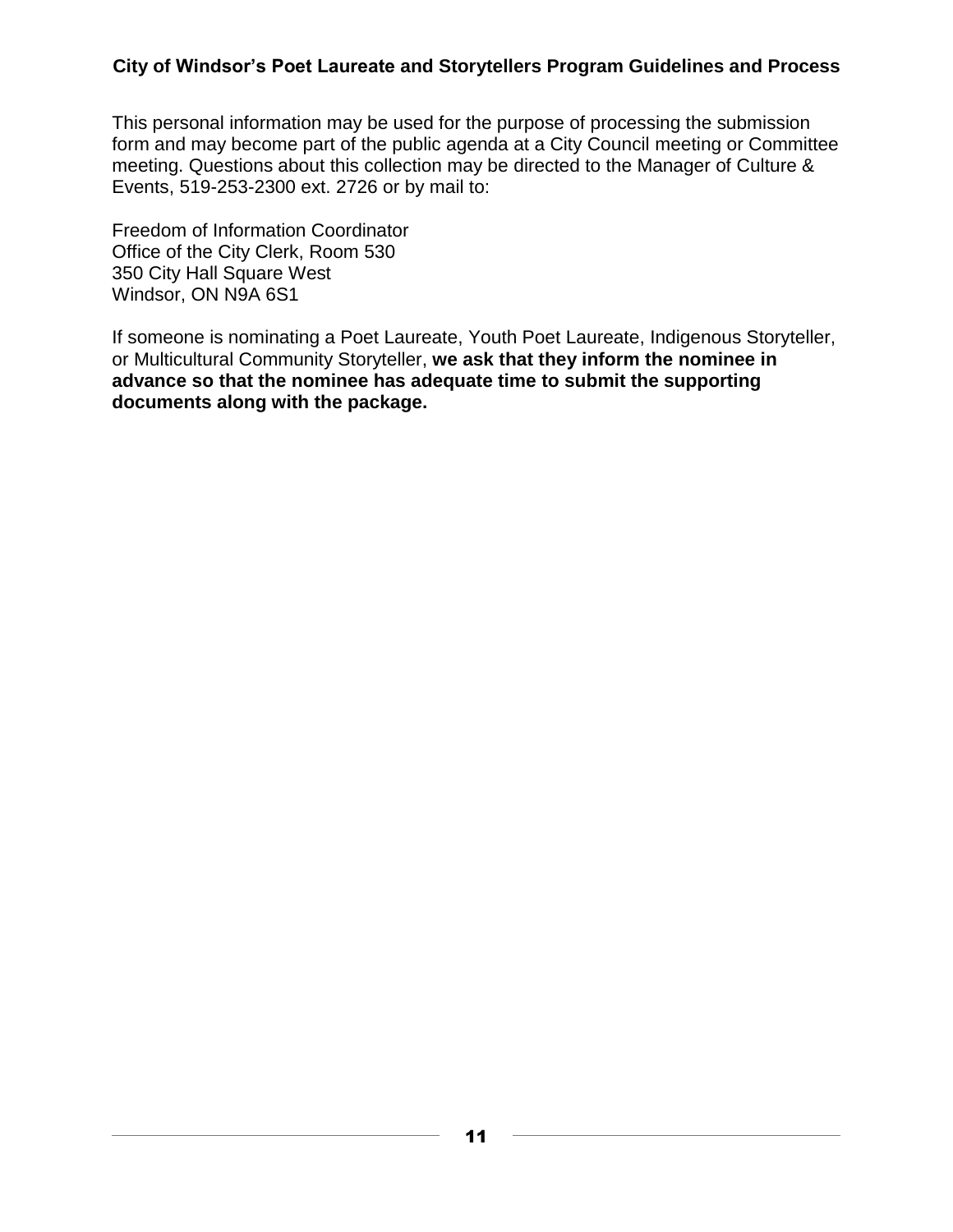This personal information may be used for the purpose of processing the submission form and may become part of the public agenda at a City Council meeting or Committee meeting. Questions about this collection may be directed to the Manager of Culture & Events, 519-253-2300 ext. 2726 or by mail to:

Freedom of Information Coordinator
Office of the City Clerk, Room 530
350 City Hall Square West
Windsor, ON N9A 6S1

If someone is nominating a Poet Laureate, Youth Poet Laureate, Indigenous Storyteller, or Multicultural Community Storyteller, **we ask that they inform the nominee in advance so that the nominee has adequate time to submit the supporting documents along with the package.**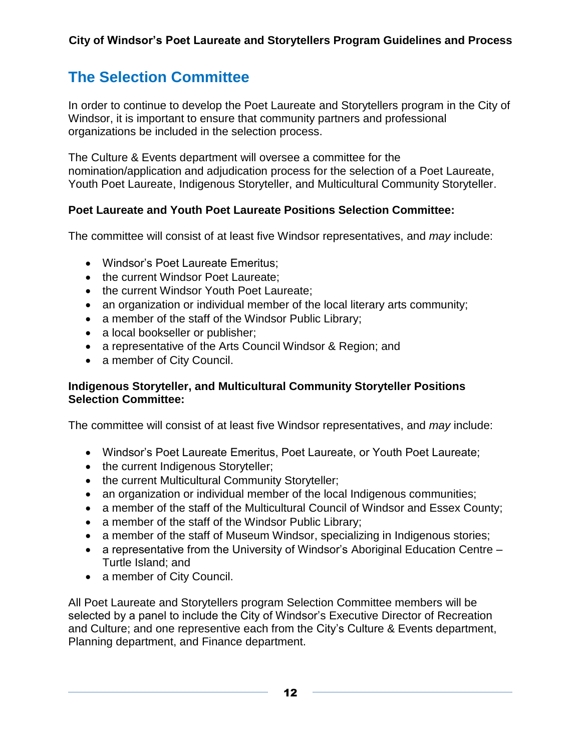## The Selection Committee

In order to continue to develop the Poet Laureate and Storytellers program in the City of Windsor, it is important to ensure that community partners and professional organizations be included in the selection process.

The Culture & Events department will oversee a committee for the nomination/application and adjudication process for the selection of a Poet Laureate, Youth Poet Laureate, Indigenous Storyteller, and Multicultural Community Storyteller.

**Poet Laureate and Youth Poet Laureate Positions Selection Committee:**

The committee will consist of at least five Windsor representatives, and *may* include:

- Windsor's Poet Laureate Emeritus;
- the current Windsor Poet Laureate;
- the current Windsor Youth Poet Laureate;
- an organization or individual member of the local literary arts community;
- a member of the staff of the Windsor Public Library;
- a local bookseller or publisher;
- a representative of the Arts Council Windsor & Region; and
- a member of City Council.

**Indigenous Storyteller, and Multicultural Community Storyteller Positions Selection Committee:**

The committee will consist of at least five Windsor representatives, and *may* include:

- Windsor's Poet Laureate Emeritus, Poet Laureate, or Youth Poet Laureate;
- the current Indigenous Storyteller;
- the current Multicultural Community Storyteller;
- an organization or individual member of the local Indigenous communities;
- a member of the staff of the Multicultural Council of Windsor and Essex County;
- a member of the staff of the Windsor Public Library;
- a member of the staff of Museum Windsor, specializing in Indigenous stories;
- a representative from the University of Windsor's Aboriginal Education Centre – Turtle Island; and
- a member of City Council.

All Poet Laureate and Storytellers program Selection Committee members will be selected by a panel to include the City of Windsor's Executive Director of Recreation and Culture; and one representive each from the City's Culture & Events department, Planning department, and Finance department.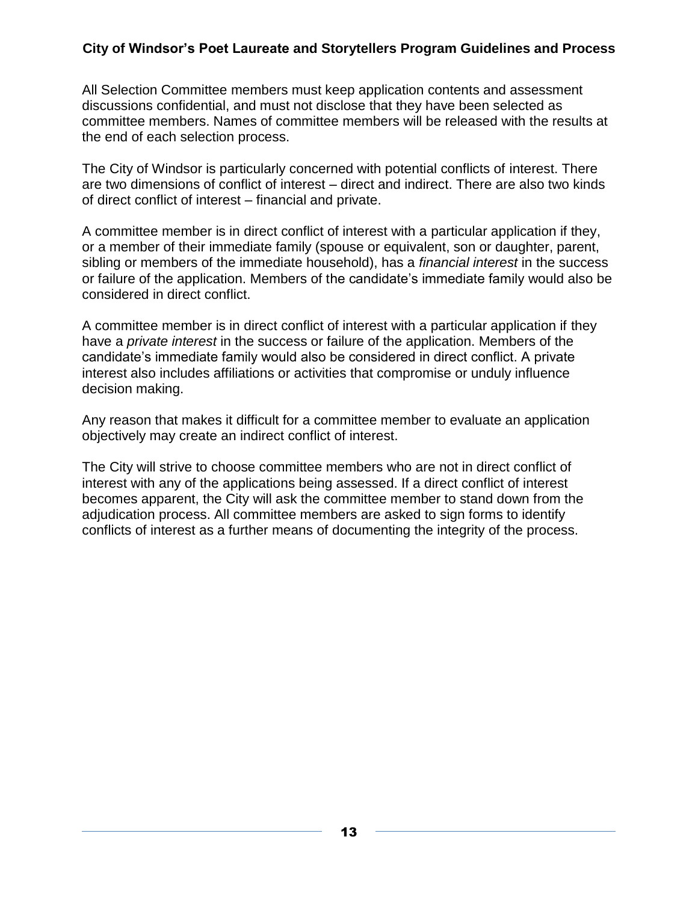All Selection Committee members must keep application contents and assessment discussions confidential, and must not disclose that they have been selected as committee members. Names of committee members will be released with the results at the end of each selection process.

The City of Windsor is particularly concerned with potential conflicts of interest. There are two dimensions of conflict of interest – direct and indirect. There are also two kinds of direct conflict of interest – financial and private.

A committee member is in direct conflict of interest with a particular application if they, or a member of their immediate family (spouse or equivalent, son or daughter, parent, sibling or members of the immediate household), has a *financial interest* in the success or failure of the application. Members of the candidate's immediate family would also be considered in direct conflict.

A committee member is in direct conflict of interest with a particular application if they have a *private interest* in the success or failure of the application. Members of the candidate's immediate family would also be considered in direct conflict. A private interest also includes affiliations or activities that compromise or unduly influence decision making.

Any reason that makes it difficult for a committee member to evaluate an application objectively may create an indirect conflict of interest.

The City will strive to choose committee members who are not in direct conflict of interest with any of the applications being assessed. If a direct conflict of interest becomes apparent, the City will ask the committee member to stand down from the adjudication process. All committee members are asked to sign forms to identify conflicts of interest as a further means of documenting the integrity of the process.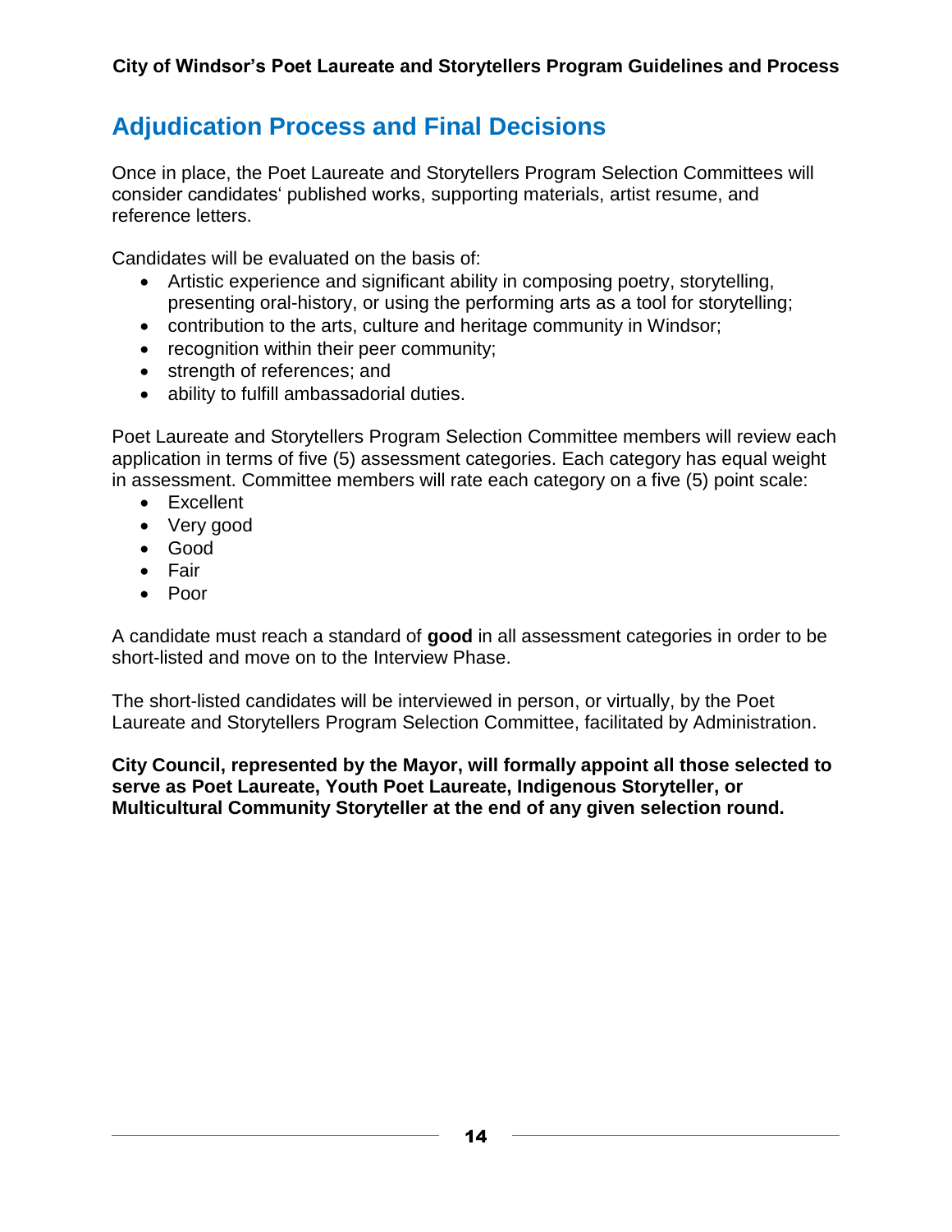## Adjudication Process and Final Decisions

Once in place, the Poet Laureate and Storytellers Program Selection Committees will consider candidates' published works, supporting materials, artist resume, and reference letters.

Candidates will be evaluated on the basis of:

- Artistic experience and significant ability in composing poetry, storytelling, presenting oral-history, or using the performing arts as a tool for storytelling;
- contribution to the arts, culture and heritage community in Windsor;
- recognition within their peer community;
- strength of references; and
- ability to fulfill ambassadorial duties.

Poet Laureate and Storytellers Program Selection Committee members will review each application in terms of five (5) assessment categories. Each category has equal weight in assessment. Committee members will rate each category on a five (5) point scale:

- Excellent
- Very good
- Good
- Fair
- Poor

A candidate must reach a standard of **good** in all assessment categories in order to be short-listed and move on to the Interview Phase.

The short-listed candidates will be interviewed in person, or virtually, by the Poet Laureate and Storytellers Program Selection Committee, facilitated by Administration.

**City Council, represented by the Mayor, will formally appoint all those selected to serve as Poet Laureate, Youth Poet Laureate, Indigenous Storyteller, or Multicultural Community Storyteller at the end of any given selection round.**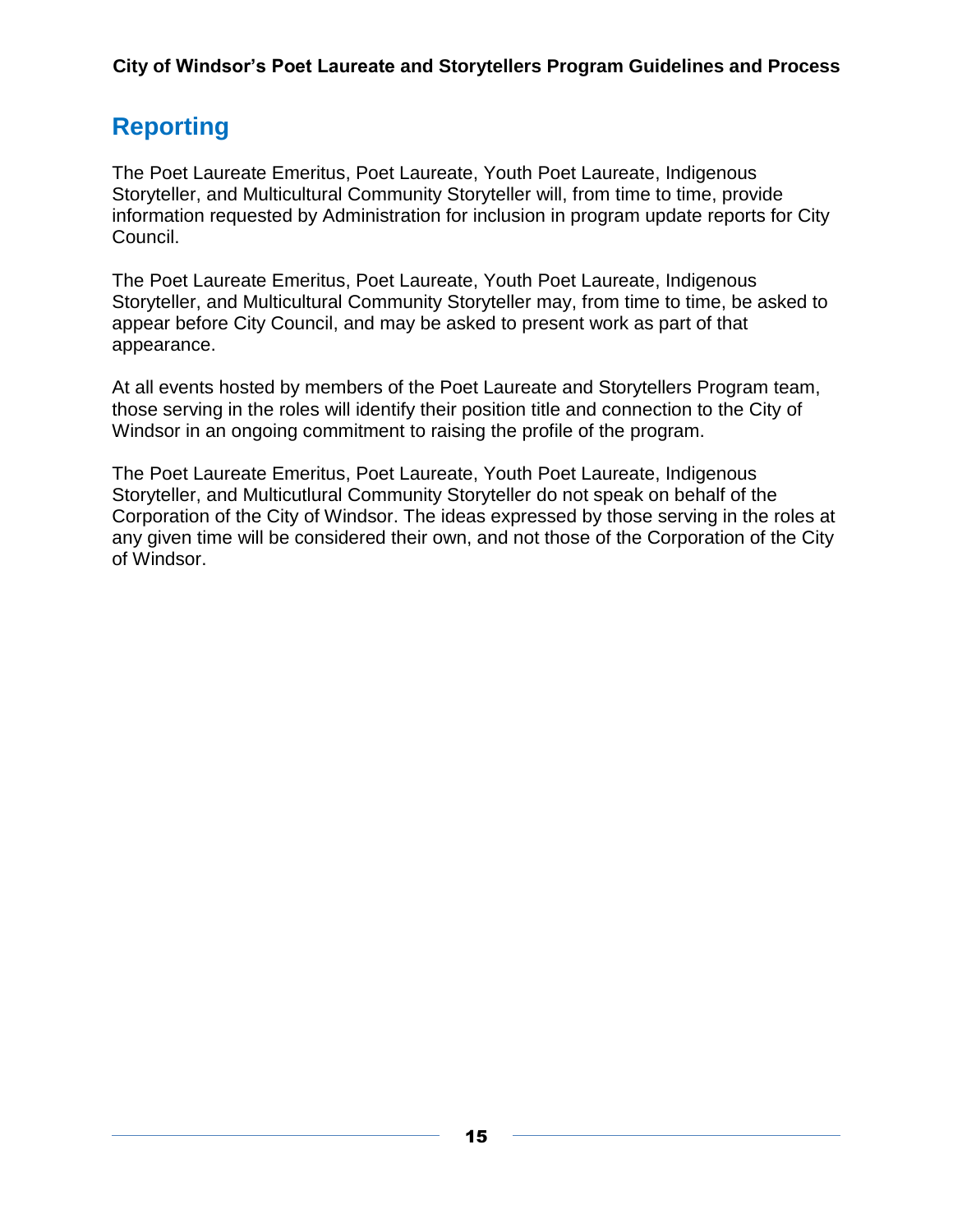## Reporting

The Poet Laureate Emeritus, Poet Laureate, Youth Poet Laureate, Indigenous Storyteller, and Multicultural Community Storyteller will, from time to time, provide information requested by Administration for inclusion in program update reports for City Council.

The Poet Laureate Emeritus, Poet Laureate, Youth Poet Laureate, Indigenous Storyteller, and Multicultural Community Storyteller may, from time to time, be asked to appear before City Council, and may be asked to present work as part of that appearance.

At all events hosted by members of the Poet Laureate and Storytellers Program team, those serving in the roles will identify their position title and connection to the City of Windsor in an ongoing commitment to raising the profile of the program.

The Poet Laureate Emeritus, Poet Laureate, Youth Poet Laureate, Indigenous Storyteller, and Multicutlural Community Storyteller do not speak on behalf of the Corporation of the City of Windsor. The ideas expressed by those serving in the roles at any given time will be considered their own, and not those of the Corporation of the City of Windsor.